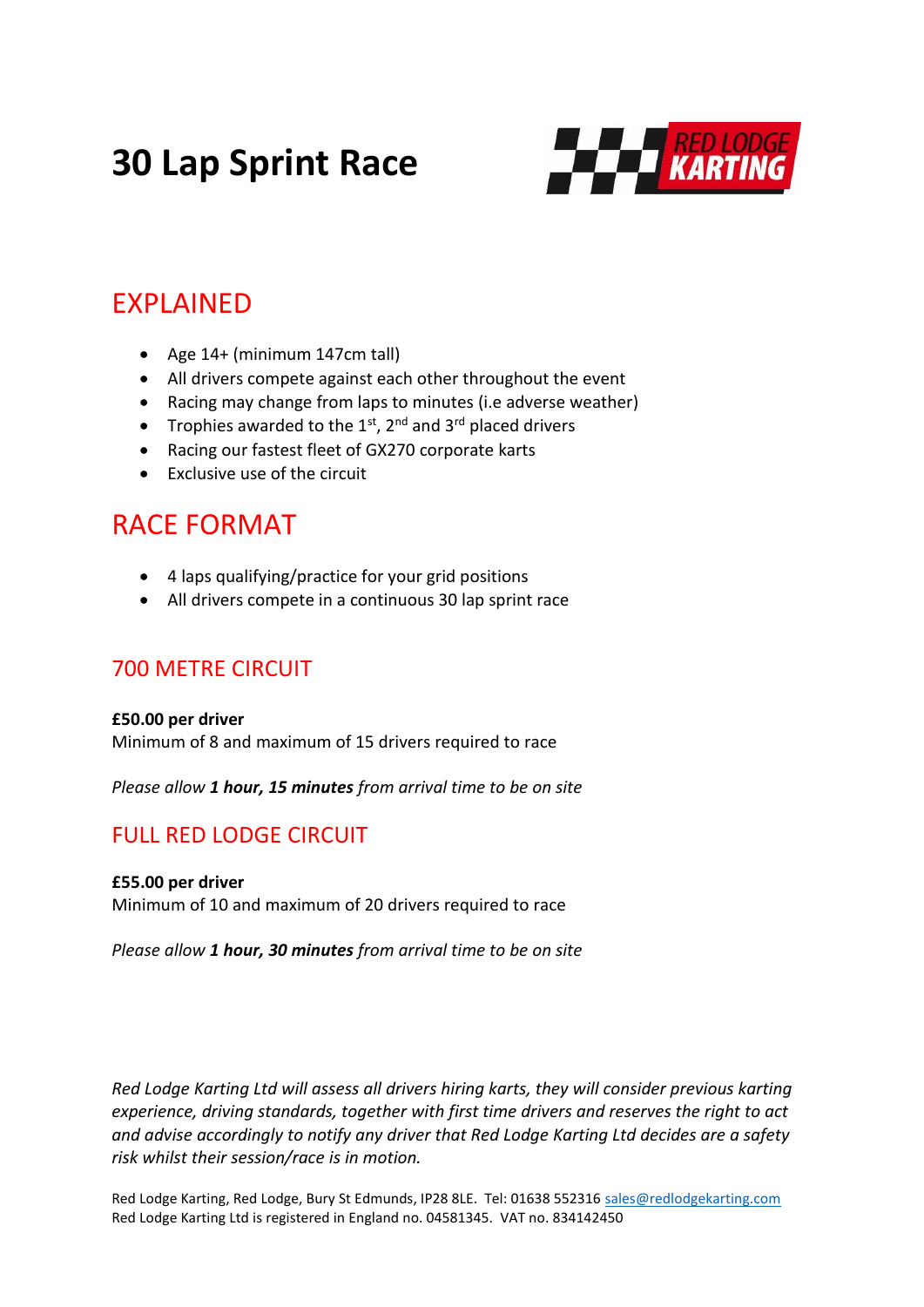# 30 Lap Sprint Race

## EXPLAINED

- Age 14+ (minimum 147cm tall)
- All drivers compete against each other throughout the event
- Racing may change from laps to minutes (i.e adverse weather)
- Trophies awarded to the 1st, 2nd and 3rd placed drivers
- Racing our fastest fleet of GX270 corporate karts
- Exclusive use of the circuit

## RACE FORMAT

- 4 laps qualifying/practice for your grid positions
- All drivers compete in a continuous 30 lap sprint race

### 700 METRE CIRCUIT

**£50.00 per driver**
Minimum of 8 and maximum of 15 drivers required to race

*Please allow **1 hour, 15 minutes** from arrival time to be on site*

### FULL RED LODGE CIRCUIT

**£55.00 per driver**
Minimum of 10 and maximum of 20 drivers required to race

*Please allow **1 hour, 30 minutes** from arrival time to be on site*

*Red Lodge Karting Ltd will assess all drivers hiring karts, they will consider previous karting experience, driving standards, together with first time drivers and reserves the right to act and advise accordingly to notify any driver that Red Lodge Karting Ltd decides are a safety risk whilst their session/race is in motion.*

Red Lodge Karting, Red Lodge, Bury St Edmunds, IP28 8LE. Tel: 01638 552316 sales@redlodgekarting.com
Red Lodge Karting Ltd is registered in England no. 04581345. VAT no. 834142450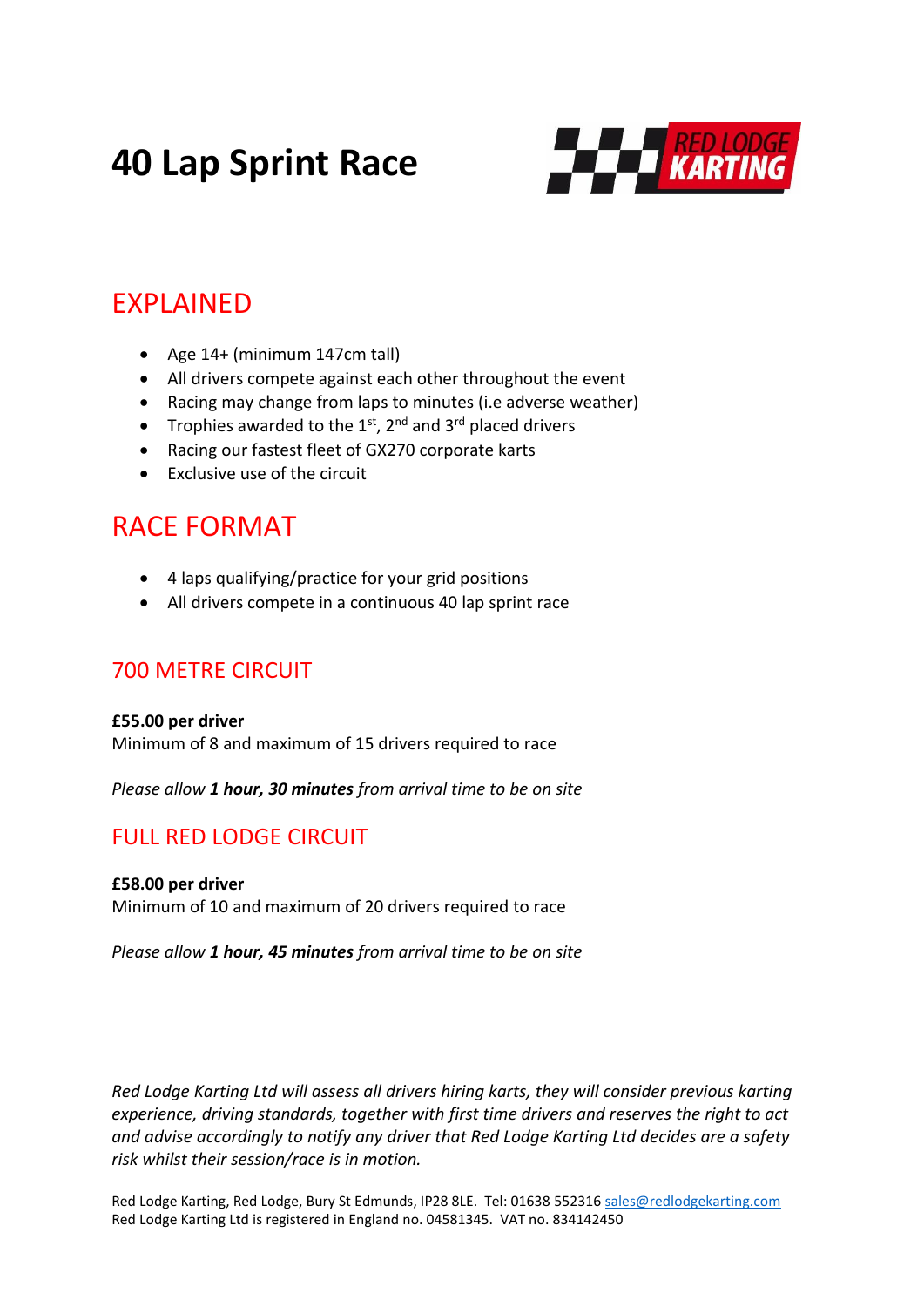# 40 Lap Sprint Race

## EXPLAINED

- Age 14+ (minimum 147cm tall)
- All drivers compete against each other throughout the event
- Racing may change from laps to minutes (i.e adverse weather)
- Trophies awarded to the 1st, 2nd and 3rd placed drivers
- Racing our fastest fleet of GX270 corporate karts
- Exclusive use of the circuit

## RACE FORMAT

- 4 laps qualifying/practice for your grid positions
- All drivers compete in a continuous 40 lap sprint race

### 700 METRE CIRCUIT

**£55.00 per driver**
Minimum of 8 and maximum of 15 drivers required to race

*Please allow **1 hour, 30 minutes** from arrival time to be on site*

### FULL RED LODGE CIRCUIT

**£58.00 per driver**
Minimum of 10 and maximum of 20 drivers required to race

*Please allow **1 hour, 45 minutes** from arrival time to be on site*

*Red Lodge Karting Ltd will assess all drivers hiring karts, they will consider previous karting experience, driving standards, together with first time drivers and reserves the right to act and advise accordingly to notify any driver that Red Lodge Karting Ltd decides are a safety risk whilst their session/race is in motion.*

Red Lodge Karting, Red Lodge, Bury St Edmunds, IP28 8LE. Tel: 01638 552316 sales@redlodgekarting.com
Red Lodge Karting Ltd is registered in England no. 04581345. VAT no. 834142450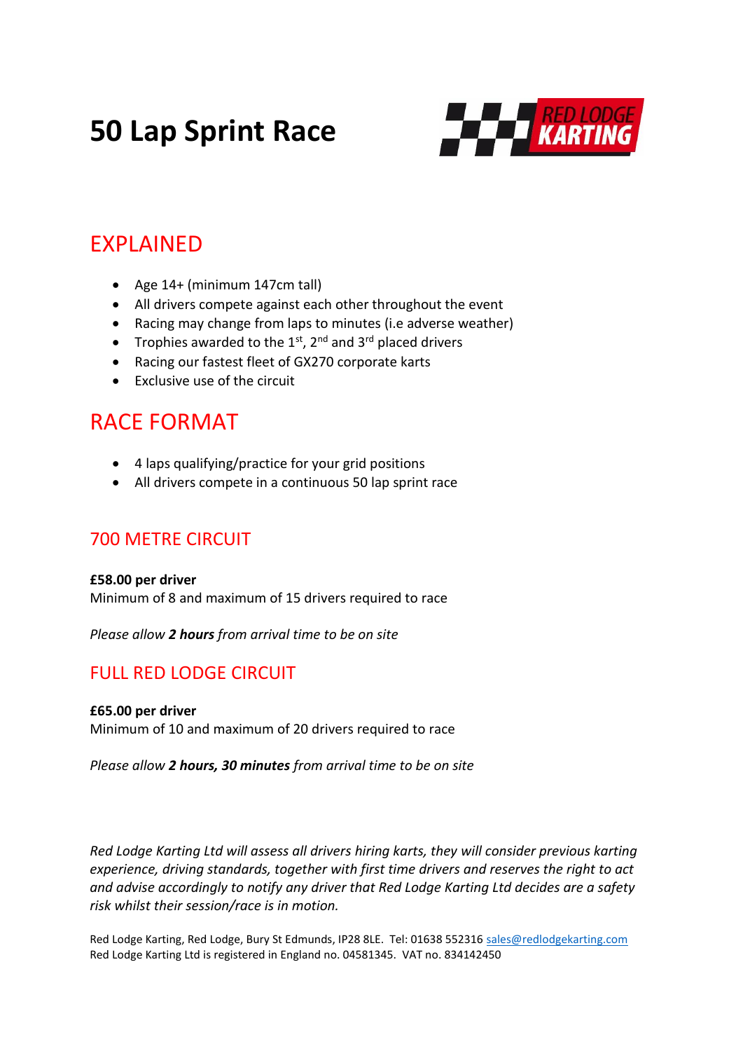# 50 Lap Sprint Race

## EXPLAINED

- Age 14+ (minimum 147cm tall)
- All drivers compete against each other throughout the event
- Racing may change from laps to minutes (i.e adverse weather)
- Trophies awarded to the 1st, 2nd and 3rd placed drivers
- Racing our fastest fleet of GX270 corporate karts
- Exclusive use of the circuit

## RACE FORMAT

- 4 laps qualifying/practice for your grid positions
- All drivers compete in a continuous 50 lap sprint race

### 700 METRE CIRCUIT

**£58.00 per driver**
Minimum of 8 and maximum of 15 drivers required to race

*Please allow **2 hours** from arrival time to be on site*

### FULL RED LODGE CIRCUIT

**£65.00 per driver**
Minimum of 10 and maximum of 20 drivers required to race

*Please allow **2 hours, 30 minutes** from arrival time to be on site*

*Red Lodge Karting Ltd will assess all drivers hiring karts, they will consider previous karting experience, driving standards, together with first time drivers and reserves the right to act and advise accordingly to notify any driver that Red Lodge Karting Ltd decides are a safety risk whilst their session/race is in motion.*

Red Lodge Karting, Red Lodge, Bury St Edmunds, IP28 8LE. Tel: 01638 552316 sales@redlodgekarting.com
Red Lodge Karting Ltd is registered in England no. 04581345. VAT no. 834142450